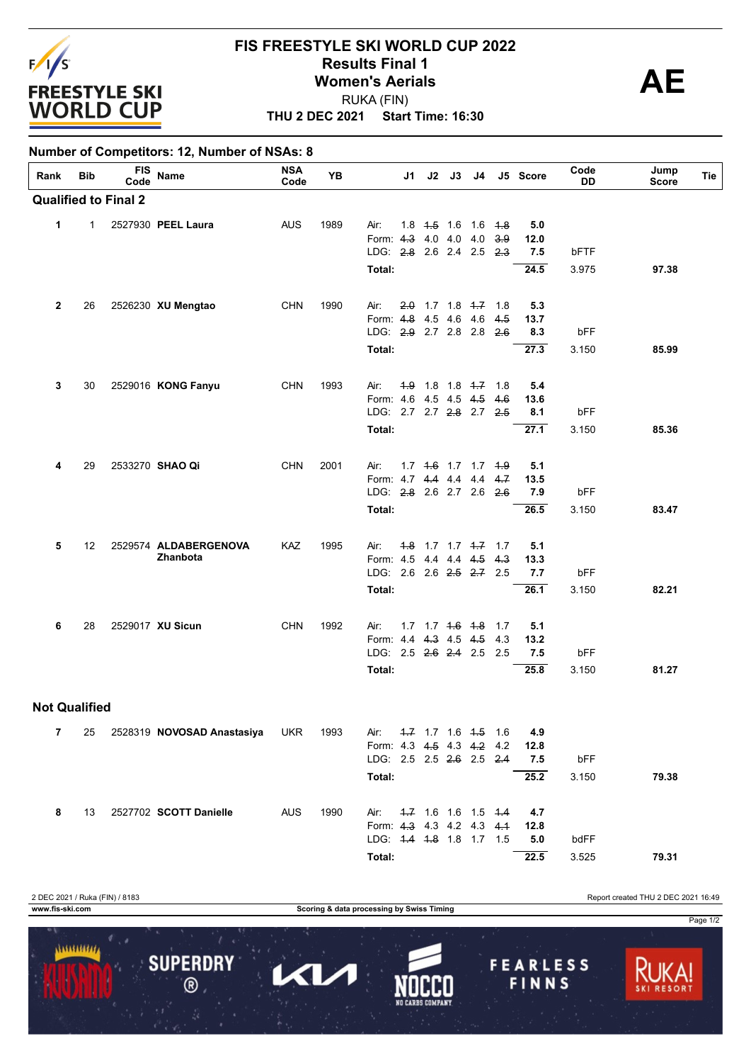# FIS FREESTYLE SKI WORLD CUP 2022

## Results Final 1

## Women's Aerials

RUKA (FIN)

**THU 2 DEC 2021 Start Time: 16:30**

**AE**

**Number of Competitors: 12, Number of NSAs: 8**

| Rank | Bib | FIS Code | Name | NSA Code | YB | | J1 | J2 | J3 | J4 | J5 | Score | Code DD | Jump Score | Tie |
|---|---|---|---|---|---|---|---|---|---|---|---|---|---|---|---|
| **Qualified to Final 2** | | | | | | | | | | | | | | | |
| **1** | 1 | 2527930 | **PEEL Laura** | AUS | 1989 | Air: | 1.8 | ~~1.5~~ | 1.6 | 1.6 | ~~1.8~~ | **5.0** | | | |
| | | | | | | Form: | ~~4.3~~ | 4.0 | 4.0 | 4.0 | ~~3.9~~ | **12.0** | | | |
| | | | | | | LDG: | ~~2.8~~ | 2.6 | 2.4 | 2.5 | ~~2.3~~ | **7.5** | bFTF | | |
| | | | | | | **Total:** | | | | | | **24.5** | 3.975 | **97.38** | |
| **2** | 26 | 2526230 | **XU Mengtao** | CHN | 1990 | Air: | ~~2.0~~ | 1.7 | 1.8 | ~~1.7~~ | 1.8 | **5.3** | | | |
| | | | | | | Form: | ~~4.8~~ | 4.5 | 4.6 | 4.6 | ~~4.5~~ | **13.7** | | | |
| | | | | | | LDG: | ~~2.9~~ | 2.7 | 2.8 | 2.8 | ~~2.6~~ | **8.3** | bFF | | |
| | | | | | | **Total:** | | | | | | **27.3** | 3.150 | **85.99** | |
| **3** | 30 | 2529016 | **KONG Fanyu** | CHN | 1993 | Air: | ~~1.9~~ | 1.8 | 1.8 | ~~1.7~~ | 1.8 | **5.4** | | | |
| | | | | | | Form: | 4.6 | 4.5 | 4.5 | ~~4.5~~ | ~~4.6~~ | **13.6** | | | |
| | | | | | | LDG: | 2.7 | 2.7 | ~~2.8~~ | 2.7 | ~~2.5~~ | **8.1** | bFF | | |
| | | | | | | **Total:** | | | | | | **27.1** | 3.150 | **85.36** | |
| **4** | 29 | 2533270 | **SHAO Qi** | CHN | 2001 | Air: | 1.7 | ~~1.6~~ | 1.7 | 1.7 | ~~1.9~~ | **5.1** | | | |
| | | | | | | Form: | 4.7 | ~~4.4~~ | 4.4 | 4.4 | ~~4.7~~ | **13.5** | | | |
| | | | | | | LDG: | ~~2.8~~ | 2.6 | 2.7 | 2.6 | ~~2.6~~ | **7.9** | bFF | | |
| | | | | | | **Total:** | | | | | | **26.5** | 3.150 | **83.47** | |
| **5** | 12 | 2529574 | **ALDABERGENOVA Zhanbota** | KAZ | 1995 | Air: | ~~1.8~~ | 1.7 | 1.7 | ~~1.7~~ | 1.7 | **5.1** | | | |
| | | | | | | Form: | 4.5 | 4.4 | 4.4 | ~~4.5~~ | ~~4.3~~ | **13.3** | | | |
| | | | | | | LDG: | 2.6 | 2.6 | ~~2.5~~ | ~~2.7~~ | 2.5 | **7.7** | bFF | | |
| | | | | | | **Total:** | | | | | | **26.1** | 3.150 | **82.21** | |
| **6** | 28 | 2529017 | **XU Sicun** | CHN | 1992 | Air: | 1.7 | 1.7 | ~~1.6~~ | ~~1.8~~ | 1.7 | **5.1** | | | |
| | | | | | | Form: | 4.4 | ~~4.3~~ | 4.5 | ~~4.5~~ | 4.3 | **13.2** | | | |
| | | | | | | LDG: | 2.5 | ~~2.6~~ | ~~2.4~~ | 2.5 | 2.5 | **7.5** | bFF | | |
| | | | | | | **Total:** | | | | | | **25.8** | 3.150 | **81.27** | |
| **Not Qualified** | | | | | | | | | | | | | | | |
| **7** | 25 | 2528319 | **NOVOSAD Anastasiya** | UKR | 1993 | Air: | ~~1.7~~ | 1.7 | 1.6 | ~~1.5~~ | 1.6 | **4.9** | | | |
| | | | | | | Form: | 4.3 | ~~4.5~~ | 4.3 | ~~4.2~~ | 4.2 | **12.8** | | | |
| | | | | | | LDG: | 2.5 | 2.5 | ~~2.6~~ | 2.5 | ~~2.4~~ | **7.5** | bFF | | |
| | | | | | | **Total:** | | | | | | **25.2** | 3.150 | **79.38** | |
| **8** | 13 | 2527702 | **SCOTT Danielle** | AUS | 1990 | Air: | ~~1.7~~ | 1.6 | 1.6 | 1.5 | ~~1.4~~ | **4.7** | | | |
| | | | | | | Form: | ~~4.3~~ | 4.3 | 4.2 | 4.3 | ~~4.1~~ | **12.8** | | | |
| | | | | | | LDG: | ~~1.4~~ | ~~1.8~~ | 1.8 | 1.7 | 1.5 | **5.0** | bdFF | | |
| | | | | | | **Total:** | | | | | | **22.5** | 3.525 | **79.31** | |

2 DEC 2021 / Ruka (FIN) / 8183 — Report created THU 2 DEC 2021 16:49

www.fis-ski.com — Scoring & data processing by Swiss Timing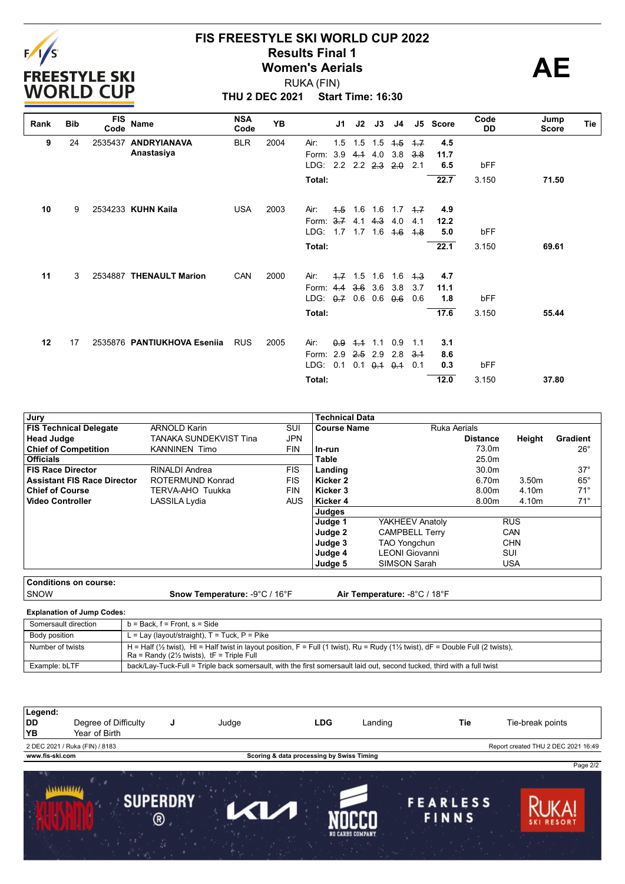# FIS FREESTYLE SKI WORLD CUP 2022

## Results Final 1

## Women's Aerials

RUKA (FIN)

**THU 2 DEC 2021 Start Time: 16:30**

**AE**

| Rank | Bib | FIS Code | Name | NSA Code | YB | | J1 | J2 | J3 | J4 | J5 | Score | Code DD | Jump Score | Tie |
|---|---|---|---|---|---|---|---|---|---|---|---|---|---|---|---|
| 9 | 24 | 2535437 | **ANDRYIANAVA Anastasiya** | BLR | 2004 | Air: | 1.5 | 1.5 | 1.5 | ~~1.5~~ | ~~1.7~~ | 4.5 | | | |
| | | | | | | Form: | 3.9 | ~~4.1~~ | 4.0 | 3.8 | ~~3.8~~ | 11.7 | | | |
| | | | | | | LDG: | 2.2 | 2.2 | ~~2.3~~ | ~~2.0~~ | 2.1 | 6.5 | bFF | | |
| | | | | | | **Total:** | | | | | | 22.7 | 3.150 | **71.50** | |
| 10 | 9 | 2534233 | **KUHN Kaila** | USA | 2003 | Air: | ~~1.5~~ | 1.6 | 1.6 | 1.7 | ~~1.7~~ | 4.9 | | | |
| | | | | | | Form: | ~~3.7~~ | 4.1 | ~~4.3~~ | 4.0 | 4.1 | 12.2 | | | |
| | | | | | | LDG: | 1.7 | 1.7 | 1.6 | ~~1.6~~ | ~~1.8~~ | 5.0 | bFF | | |
| | | | | | | **Total:** | | | | | | 22.1 | 3.150 | **69.61** | |
| 11 | 3 | 2534887 | **THENAULT Marion** | CAN | 2000 | Air: | ~~1.7~~ | 1.5 | 1.6 | 1.6 | ~~1.3~~ | 4.7 | | | |
| | | | | | | Form: | ~~4.4~~ | ~~3.6~~ | 3.6 | 3.8 | 3.7 | 11.1 | | | |
| | | | | | | LDG: | ~~0.7~~ | 0.6 | 0.6 | ~~0.6~~ | 0.6 | 1.8 | bFF | | |
| | | | | | | **Total:** | | | | | | 17.6 | 3.150 | **55.44** | |
| 12 | 17 | 2535876 | **PANTIUKHOVA Eseniia** | RUS | 2005 | Air: | ~~0.9~~ | ~~1.1~~ | 1.1 | 0.9 | 1.1 | 3.1 | | | |
| | | | | | | Form: | 2.9 | ~~2.5~~ | 2.9 | 2.8 | ~~3.1~~ | 8.6 | | | |
| | | | | | | LDG: | 0.1 | 0.1 | ~~0.1~~ | ~~0.1~~ | 0.1 | 0.3 | bFF | | |
| | | | | | | **Total:** | | | | | | 12.0 | 3.150 | **37.80** | |

| **Jury** | | |
|---|---|---|
| **FIS Technical Delegate** | ARNOLD Karin | SUI |
| **Head Judge** | TANAKA SUNDEKVIST Tina | JPN |
| **Chief of Competition** | KANNINEN Timo | FIN |
| **Officials** | | |
| **FIS Race Director** | RINALDI Andrea | FIS |
| **Assistant FIS Race Director** | ROTERMUND Konrad | FIS |
| **Chief of Course** | TERVA-AHO Tuukka | FIN |
| **Video Controller** | LASSILA Lydia | AUS |

| **Technical Data** | | | |
|---|---|---|---|
| **Course Name** | Ruka Aerials | | |
| | **Distance** | **Height** | **Gradient** |
| **In-run** | 73.0m | | 26° |
| **Table** | 25.0m | | |
| **Landing** | 30.0m | | 37° |
| **Kicker 2** | 6.70m | 3.50m | 65° |
| **Kicker 3** | 8.00m | 4.10m | 71° |
| **Kicker 4** | 8.00m | 4.10m | 71° |

| **Judges** | | |
|---|---|---|
| **Judge 1** | YAKHEEV Anatoly | RUS |
| **Judge 2** | CAMPBELL Terry | CAN |
| **Judge 3** | TAO Yongchun | CHN |
| **Judge 4** | LEONI Giovanni | SUI |
| **Judge 5** | SIMSON Sarah | USA |

**Conditions on course:**

SNOW — **Snow Temperature:** -9°C / 16°F — **Air Temperature:** -8°C / 18°F

**Explanation of Jump Codes:**

| | |
|---|---|
| Somersault direction | b = Back, f = Front, s = Side |
| Body position | L = Lay (layout/straight), T = Tuck, P = Pike |
| Number of twists | H = Half (½ twist), Hl = Half twist in layout position, F = Full (1 twist), Ru = Rudy (1½ twist), dF = Double Full (2 twists), Ra = Randy (2½ twists), tF = Triple Full |
| Example: bLTF | back/Lay-Tuck-Full = Triple back somersault, with the first somersault laid out, second tucked, third with a full twist |

| **Legend:** | | | | | | | |
|---|---|---|---|---|---|---|---|
| **DD** | Degree of Difficulty | **J** | Judge | **LDG** | Landing | **Tie** | Tie-break points |
| **YB** | Year of Birth | | | | | | |

2 DEC 2021 / Ruka (FIN) / 8183 — Report created THU 2 DEC 2021 16:49

www.fis-ski.com — Scoring & data processing by Swiss Timing